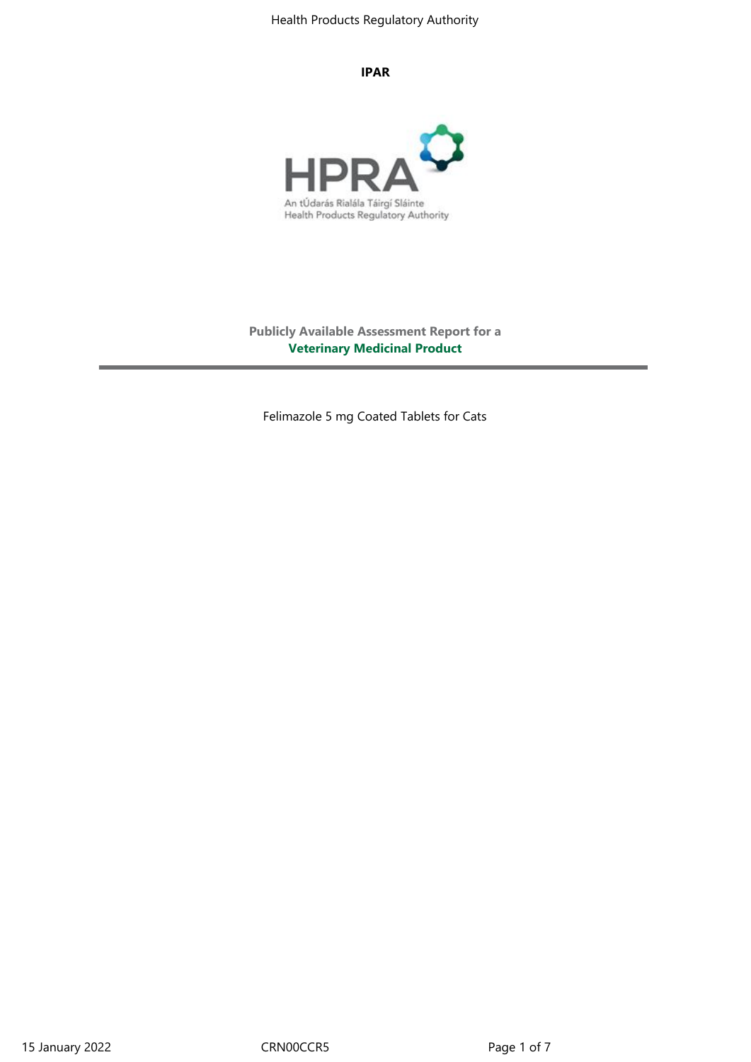**IPAR**

An tÚdarás Rialála Táirgí Sláinte
Health Products Regulatory Authority

**Publicly Available Assessment Report for a**
**Veterinary Medicinal Product**

Felimazole 5 mg Coated Tablets for Cats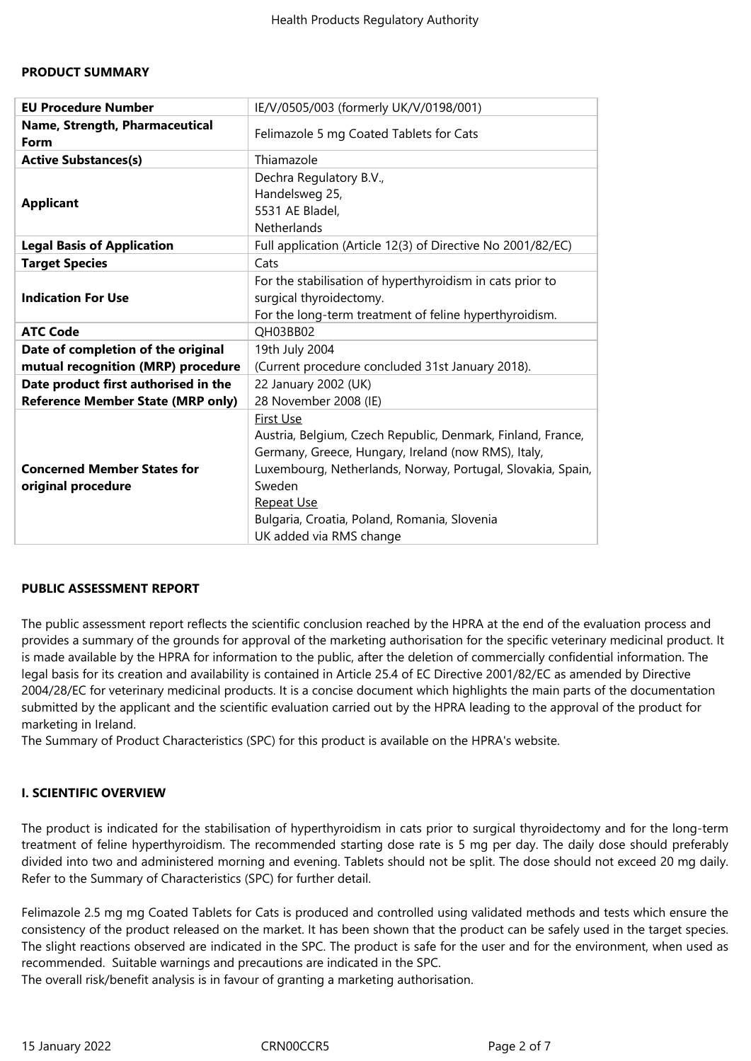## PRODUCT SUMMARY

| EU Procedure Number | IE/V/0505/003 (formerly UK/V/0198/001) |
|---|---|
| Name, Strength, Pharmaceutical Form | Felimazole 5 mg Coated Tablets for Cats |
| Active Substances(s) | Thiamazole |
| Applicant | Dechra Regulatory B.V.,<br>Handelsweg 25,<br>5531 AE Bladel,<br>Netherlands |
| Legal Basis of Application | Full application (Article 12(3) of Directive No 2001/82/EC) |
| Target Species | Cats |
| Indication For Use | For the stabilisation of hyperthyroidism in cats prior to surgical thyroidectomy.<br>For the long-term treatment of feline hyperthyroidism. |
| ATC Code | QH03BB02 |
| Date of completion of the original mutual recognition (MRP) procedure | 19th July 2004<br>(Current procedure concluded 31st January 2018). |
| Date product first authorised in the Reference Member State (MRP only) | 22 January 2002 (UK)<br>28 November 2008 (IE) |
| Concerned Member States for original procedure | First Use<br>Austria, Belgium, Czech Republic, Denmark, Finland, France, Germany, Greece, Hungary, Ireland (now RMS), Italy, Luxembourg, Netherlands, Norway, Portugal, Slovakia, Spain, Sweden<br>Repeat Use<br>Bulgaria, Croatia, Poland, Romania, Slovenia<br>UK added via RMS change |

## PUBLIC ASSESSMENT REPORT

The public assessment report reflects the scientific conclusion reached by the HPRA at the end of the evaluation process and provides a summary of the grounds for approval of the marketing authorisation for the specific veterinary medicinal product. It is made available by the HPRA for information to the public, after the deletion of commercially confidential information. The legal basis for its creation and availability is contained in Article 25.4 of EC Directive 2001/82/EC as amended by Directive 2004/28/EC for veterinary medicinal products. It is a concise document which highlights the main parts of the documentation submitted by the applicant and the scientific evaluation carried out by the HPRA leading to the approval of the product for marketing in Ireland.
The Summary of Product Characteristics (SPC) for this product is available on the HPRA's website.

## I. SCIENTIFIC OVERVIEW

The product is indicated for the stabilisation of hyperthyroidism in cats prior to surgical thyroidectomy and for the long-term treatment of feline hyperthyroidism. The recommended starting dose rate is 5 mg per day. The daily dose should preferably divided into two and administered morning and evening. Tablets should not be split. The dose should not exceed 20 mg daily. Refer to the Summary of Characteristics (SPC) for further detail.

Felimazole 2.5 mg mg Coated Tablets for Cats is produced and controlled using validated methods and tests which ensure the consistency of the product released on the market. It has been shown that the product can be safely used in the target species. The slight reactions observed are indicated in the SPC. The product is safe for the user and for the environment, when used as recommended. Suitable warnings and precautions are indicated in the SPC.
The overall risk/benefit analysis is in favour of granting a marketing authorisation.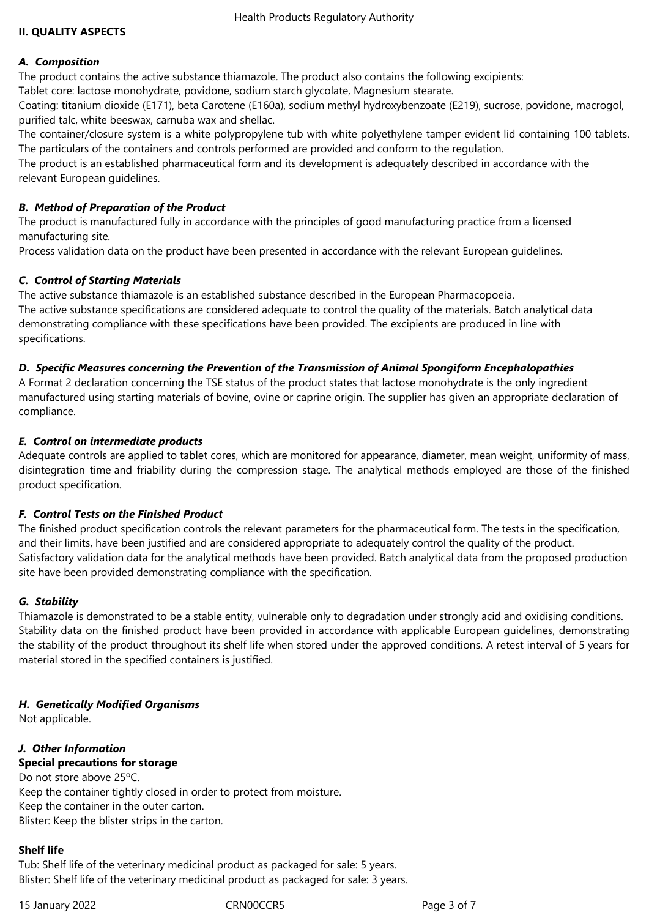## II. QUALITY ASPECTS

### *A. Composition*

The product contains the active substance thiamazole. The product also contains the following excipients:

Tablet core: lactose monohydrate, povidone, sodium starch glycolate, Magnesium stearate.

Coating: titanium dioxide (E171), beta Carotene (E160a), sodium methyl hydroxybenzoate (E219), sucrose, povidone, macrogol, purified talc, white beeswax, carnuba wax and shellac.

The container/closure system is a white polypropylene tub with white polyethylene tamper evident lid containing 100 tablets. The particulars of the containers and controls performed are provided and conform to the regulation.

The product is an established pharmaceutical form and its development is adequately described in accordance with the relevant European guidelines.

### *B. Method of Preparation of the Product*

The product is manufactured fully in accordance with the principles of good manufacturing practice from a licensed manufacturing site.

Process validation data on the product have been presented in accordance with the relevant European guidelines.

### *C. Control of Starting Materials*

The active substance thiamazole is an established substance described in the European Pharmacopoeia.

The active substance specifications are considered adequate to control the quality of the materials. Batch analytical data demonstrating compliance with these specifications have been provided. The excipients are produced in line with specifications.

### *D. Specific Measures concerning the Prevention of the Transmission of Animal Spongiform Encephalopathies*

A Format 2 declaration concerning the TSE status of the product states that lactose monohydrate is the only ingredient manufactured using starting materials of bovine, ovine or caprine origin. The supplier has given an appropriate declaration of compliance.

### *E. Control on intermediate products*

Adequate controls are applied to tablet cores, which are monitored for appearance, diameter, mean weight, uniformity of mass, disintegration time and friability during the compression stage. The analytical methods employed are those of the finished product specification.

### *F. Control Tests on the Finished Product*

The finished product specification controls the relevant parameters for the pharmaceutical form. The tests in the specification, and their limits, have been justified and are considered appropriate to adequately control the quality of the product.

Satisfactory validation data for the analytical methods have been provided. Batch analytical data from the proposed production site have been provided demonstrating compliance with the specification.

### *G. Stability*

Thiamazole is demonstrated to be a stable entity, vulnerable only to degradation under strongly acid and oxidising conditions. Stability data on the finished product have been provided in accordance with applicable European guidelines, demonstrating the stability of the product throughout its shelf life when stored under the approved conditions. A retest interval of 5 years for material stored in the specified containers is justified.

### *H. Genetically Modified Organisms*

Not applicable.

### *J. Other Information*

**Special precautions for storage**

Do not store above 25ºC.
Keep the container tightly closed in order to protect from moisture.
Keep the container in the outer carton.
Blister: Keep the blister strips in the carton.

**Shelf life**

Tub: Shelf life of the veterinary medicinal product as packaged for sale: 5 years.
Blister: Shelf life of the veterinary medicinal product as packaged for sale: 3 years.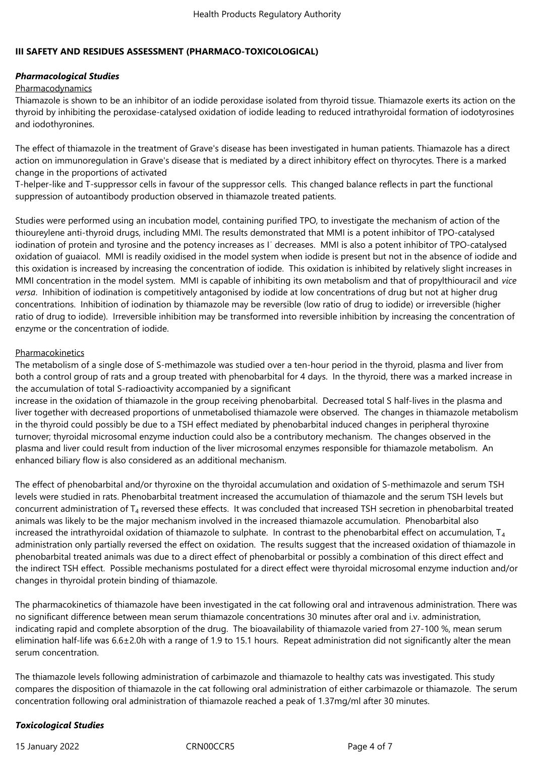## III SAFETY AND RESIDUES ASSESSMENT (PHARMACO-TOXICOLOGICAL)

### *Pharmacological Studies*

Pharmacodynamics

Thiamazole is shown to be an inhibitor of an iodide peroxidase isolated from thyroid tissue. Thiamazole exerts its action on the thyroid by inhibiting the peroxidase-catalysed oxidation of iodide leading to reduced intrathyroidal formation of iodotyrosines and iodothyronines.

The effect of thiamazole in the treatment of Grave's disease has been investigated in human patients. Thiamazole has a direct action on immunoregulation in Grave's disease that is mediated by a direct inhibitory effect on thyrocytes. There is a marked change in the proportions of activated T-helper-like and T-suppressor cells in favour of the suppressor cells. This changed balance reflects in part the functional suppression of autoantibody production observed in thiamazole treated patients.

Studies were performed using an incubation model, containing purified TPO, to investigate the mechanism of action of the thioureylene anti-thyroid drugs, including MMI. The results demonstrated that MMI is a potent inhibitor of TPO-catalysed iodination of protein and tyrosine and the potency increases as $I^-$ decreases. MMI is also a potent inhibitor of TPO-catalysed oxidation of guaiacol. MMI is readily oxidised in the model system when iodide is present but not in the absence of iodide and this oxidation is increased by increasing the concentration of iodide. This oxidation is inhibited by relatively slight increases in MMI concentration in the model system. MMI is capable of inhibiting its own metabolism and that of propylthiouracil and *vice versa*. Inhibition of iodination is competitively antagonised by iodide at low concentrations of drug but not at higher drug concentrations. Inhibition of iodination by thiamazole may be reversible (low ratio of drug to iodide) or irreversible (higher ratio of drug to iodide). Irreversible inhibition may be transformed into reversible inhibition by increasing the concentration of enzyme or the concentration of iodide.

Pharmacokinetics

The metabolism of a single dose of S-methimazole was studied over a ten-hour period in the thyroid, plasma and liver from both a control group of rats and a group treated with phenobarbital for 4 days. In the thyroid, there was a marked increase in the accumulation of total S-radioactivity accompanied by a significant increase in the oxidation of thiamazole in the group receiving phenobarbital. Decreased total S half-lives in the plasma and liver together with decreased proportions of unmetabolised thiamazole were observed. The changes in thiamazole metabolism in the thyroid could possibly be due to a TSH effect mediated by phenobarbital induced changes in peripheral thyroxine turnover; thyroidal microsomal enzyme induction could also be a contributory mechanism. The changes observed in the plasma and liver could result from induction of the liver microsomal enzymes responsible for thiamazole metabolism. An enhanced biliary flow is also considered as an additional mechanism.

The effect of phenobarbital and/or thyroxine on the thyroidal accumulation and oxidation of S-methimazole and serum TSH levels were studied in rats. Phenobarbital treatment increased the accumulation of thiamazole and the serum TSH levels but concurrent administration of $T_4$ reversed these effects. It was concluded that increased TSH secretion in phenobarbital treated animals was likely to be the major mechanism involved in the increased thiamazole accumulation. Phenobarbital also increased the intrathyroidal oxidation of thiamazole to sulphate. In contrast to the phenobarbital effect on accumulation, $T_4$ administration only partially reversed the effect on oxidation. The results suggest that the increased oxidation of thiamazole in phenobarbital treated animals was due to a direct effect of phenobarbital or possibly a combination of this direct effect and the indirect TSH effect. Possible mechanisms postulated for a direct effect were thyroidal microsomal enzyme induction and/or changes in thyroidal protein binding of thiamazole.

The pharmacokinetics of thiamazole have been investigated in the cat following oral and intravenous administration. There was no significant difference between mean serum thiamazole concentrations 30 minutes after oral and i.v. administration, indicating rapid and complete absorption of the drug. The bioavailability of thiamazole varied from 27-100 %, mean serum elimination half-life was 6.6±2.0h with a range of 1.9 to 15.1 hours. Repeat administration did not significantly alter the mean serum concentration.

The thiamazole levels following administration of carbimazole and thiamazole to healthy cats was investigated. This study compares the disposition of thiamazole in the cat following oral administration of either carbimazole or thiamazole. The serum concentration following oral administration of thiamazole reached a peak of 1.37mg/ml after 30 minutes.

### *Toxicological Studies*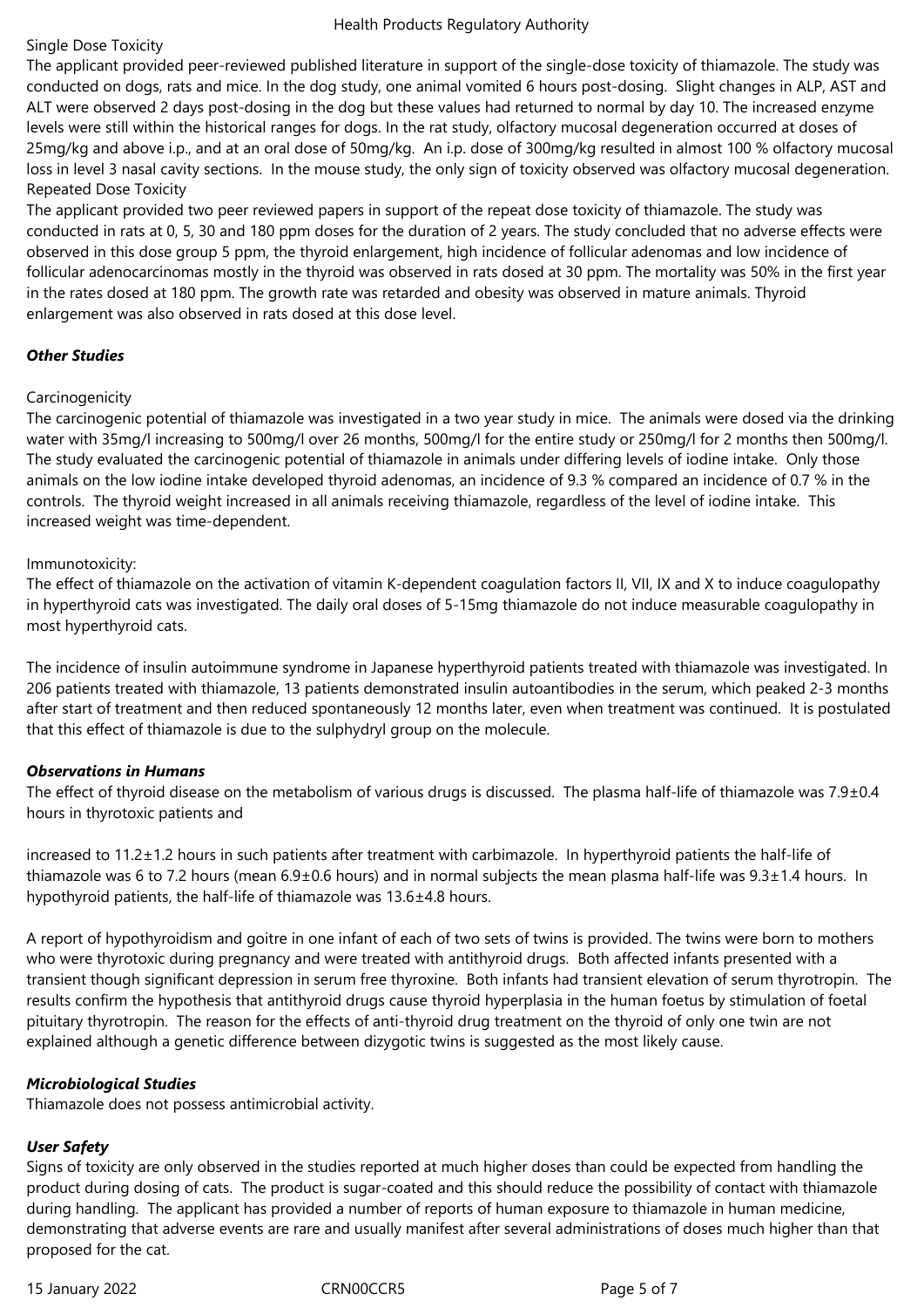Single Dose Toxicity

The applicant provided peer-reviewed published literature in support of the single-dose toxicity of thiamazole. The study was conducted on dogs, rats and mice. In the dog study, one animal vomited 6 hours post-dosing. Slight changes in ALP, AST and ALT were observed 2 days post-dosing in the dog but these values had returned to normal by day 10. The increased enzyme levels were still within the historical ranges for dogs. In the rat study, olfactory mucosal degeneration occurred at doses of 25mg/kg and above i.p., and at an oral dose of 50mg/kg. An i.p. dose of 300mg/kg resulted in almost 100 % olfactory mucosal loss in level 3 nasal cavity sections. In the mouse study, the only sign of toxicity observed was olfactory mucosal degeneration.

Repeated Dose Toxicity

The applicant provided two peer reviewed papers in support of the repeat dose toxicity of thiamazole. The study was conducted in rats at 0, 5, 30 and 180 ppm doses for the duration of 2 years. The study concluded that no adverse effects were observed in this dose group 5 ppm, the thyroid enlargement, high incidence of follicular adenomas and low incidence of follicular adenocarcinomas mostly in the thyroid was observed in rats dosed at 30 ppm. The mortality was 50% in the first year in the rates dosed at 180 ppm. The growth rate was retarded and obesity was observed in mature animals. Thyroid enlargement was also observed in rats dosed at this dose level.

***Other Studies***

Carcinogenicity

The carcinogenic potential of thiamazole was investigated in a two year study in mice. The animals were dosed via the drinking water with 35mg/l increasing to 500mg/l over 26 months, 500mg/l for the entire study or 250mg/l for 2 months then 500mg/l. The study evaluated the carcinogenic potential of thiamazole in animals under differing levels of iodine intake. Only those animals on the low iodine intake developed thyroid adenomas, an incidence of 9.3 % compared an incidence of 0.7 % in the controls. The thyroid weight increased in all animals receiving thiamazole, regardless of the level of iodine intake. This increased weight was time-dependent.

Immunotoxicity:

The effect of thiamazole on the activation of vitamin K-dependent coagulation factors II, VII, IX and X to induce coagulopathy in hyperthyroid cats was investigated. The daily oral doses of 5-15mg thiamazole do not induce measurable coagulopathy in most hyperthyroid cats.

The incidence of insulin autoimmune syndrome in Japanese hyperthyroid patients treated with thiamazole was investigated. In 206 patients treated with thiamazole, 13 patients demonstrated insulin autoantibodies in the serum, which peaked 2-3 months after start of treatment and then reduced spontaneously 12 months later, even when treatment was continued. It is postulated that this effect of thiamazole is due to the sulphydryl group on the molecule.

***Observations in Humans***

The effect of thyroid disease on the metabolism of various drugs is discussed. The plasma half-life of thiamazole was 7.9±0.4 hours in thyrotoxic patients and

increased to 11.2±1.2 hours in such patients after treatment with carbimazole. In hyperthyroid patients the half-life of thiamazole was 6 to 7.2 hours (mean 6.9±0.6 hours) and in normal subjects the mean plasma half-life was 9.3±1.4 hours. In hypothyroid patients, the half-life of thiamazole was 13.6±4.8 hours.

A report of hypothyroidism and goitre in one infant of each of two sets of twins is provided. The twins were born to mothers who were thyrotoxic during pregnancy and were treated with antithyroid drugs. Both affected infants presented with a transient though significant depression in serum free thyroxine. Both infants had transient elevation of serum thyrotropin. The results confirm the hypothesis that antithyroid drugs cause thyroid hyperplasia in the human foetus by stimulation of foetal pituitary thyrotropin. The reason for the effects of anti-thyroid drug treatment on the thyroid of only one twin are not explained although a genetic difference between dizygotic twins is suggested as the most likely cause.

***Microbiological Studies***

Thiamazole does not possess antimicrobial activity.

***User Safety***

Signs of toxicity are only observed in the studies reported at much higher doses than could be expected from handling the product during dosing of cats. The product is sugar-coated and this should reduce the possibility of contact with thiamazole during handling. The applicant has provided a number of reports of human exposure to thiamazole in human medicine, demonstrating that adverse events are rare and usually manifest after several administrations of doses much higher than that proposed for the cat.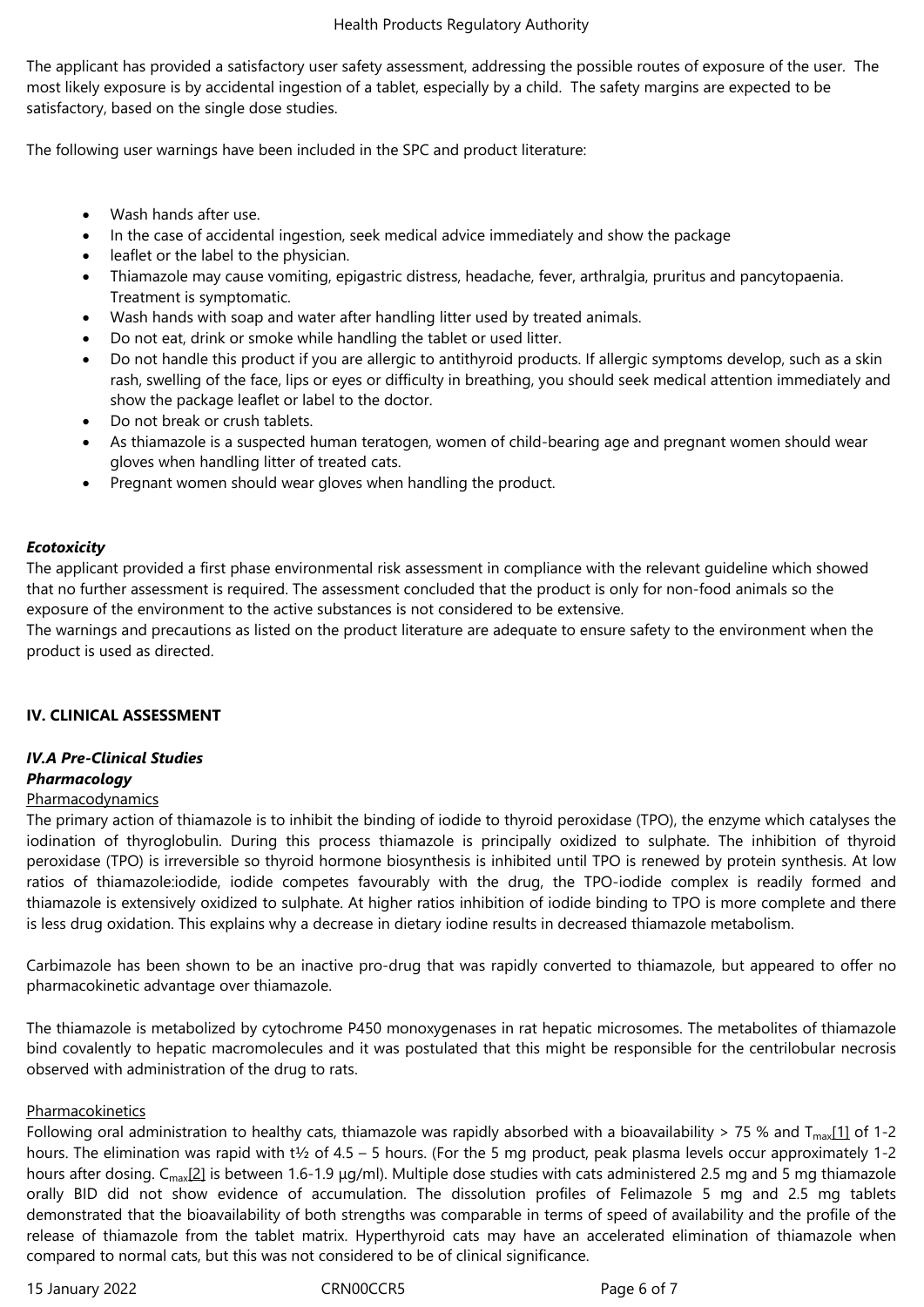The applicant has provided a satisfactory user safety assessment, addressing the possible routes of exposure of the user. The most likely exposure is by accidental ingestion of a tablet, especially by a child. The safety margins are expected to be satisfactory, based on the single dose studies.

The following user warnings have been included in the SPC and product literature:

- Wash hands after use.
- In the case of accidental ingestion, seek medical advice immediately and show the package
- leaflet or the label to the physician.
- Thiamazole may cause vomiting, epigastric distress, headache, fever, arthralgia, pruritus and pancytopaenia. Treatment is symptomatic.
- Wash hands with soap and water after handling litter used by treated animals.
- Do not eat, drink or smoke while handling the tablet or used litter.
- Do not handle this product if you are allergic to antithyroid products. If allergic symptoms develop, such as a skin rash, swelling of the face, lips or eyes or difficulty in breathing, you should seek medical attention immediately and show the package leaflet or label to the doctor.
- Do not break or crush tablets.
- As thiamazole is a suspected human teratogen, women of child-bearing age and pregnant women should wear gloves when handling litter of treated cats.
- Pregnant women should wear gloves when handling the product.

***Ecotoxicity***

The applicant provided a first phase environmental risk assessment in compliance with the relevant guideline which showed that no further assessment is required. The assessment concluded that the product is only for non-food animals so the exposure of the environment to the active substances is not considered to be extensive.

The warnings and precautions as listed on the product literature are adequate to ensure safety to the environment when the product is used as directed.

## IV. CLINICAL ASSESSMENT

### *IV.A Pre-Clinical Studies*

***Pharmacology***

Pharmacodynamics

The primary action of thiamazole is to inhibit the binding of iodide to thyroid peroxidase (TPO), the enzyme which catalyses the iodination of thyroglobulin. During this process thiamazole is principally oxidized to sulphate. The inhibition of thyroid peroxidase (TPO) is irreversible so thyroid hormone biosynthesis is inhibited until TPO is renewed by protein synthesis. At low ratios of thiamazole:iodide, iodide competes favourably with the drug, the TPO-iodide complex is readily formed and thiamazole is extensively oxidized to sulphate. At higher ratios inhibition of iodide binding to TPO is more complete and there is less drug oxidation. This explains why a decrease in dietary iodine results in decreased thiamazole metabolism.

Carbimazole has been shown to be an inactive pro-drug that was rapidly converted to thiamazole, but appeared to offer no pharmacokinetic advantage over thiamazole.

The thiamazole is metabolized by cytochrome P450 monoxygenases in rat hepatic microsomes. The metabolites of thiamazole bind covalently to hepatic macromolecules and it was postulated that this might be responsible for the centrilobular necrosis observed with administration of the drug to rats.

Pharmacokinetics

Following oral administration to healthy cats, thiamazole was rapidly absorbed with a bioavailability > 75 % and $T_{max}$[1] of 1-2 hours. The elimination was rapid with $t½$ of 4.5 – 5 hours. (For the 5 mg product, peak plasma levels occur approximately 1-2 hours after dosing. $C_{max}$[2] is between 1.6-1.9 µg/ml). Multiple dose studies with cats administered 2.5 mg and 5 mg thiamazole orally BID did not show evidence of accumulation. The dissolution profiles of Felimazole 5 mg and 2.5 mg tablets demonstrated that the bioavailability of both strengths was comparable in terms of speed of availability and the profile of the release of thiamazole from the tablet matrix. Hyperthyroid cats may have an accelerated elimination of thiamazole when compared to normal cats, but this was not considered to be of clinical significance.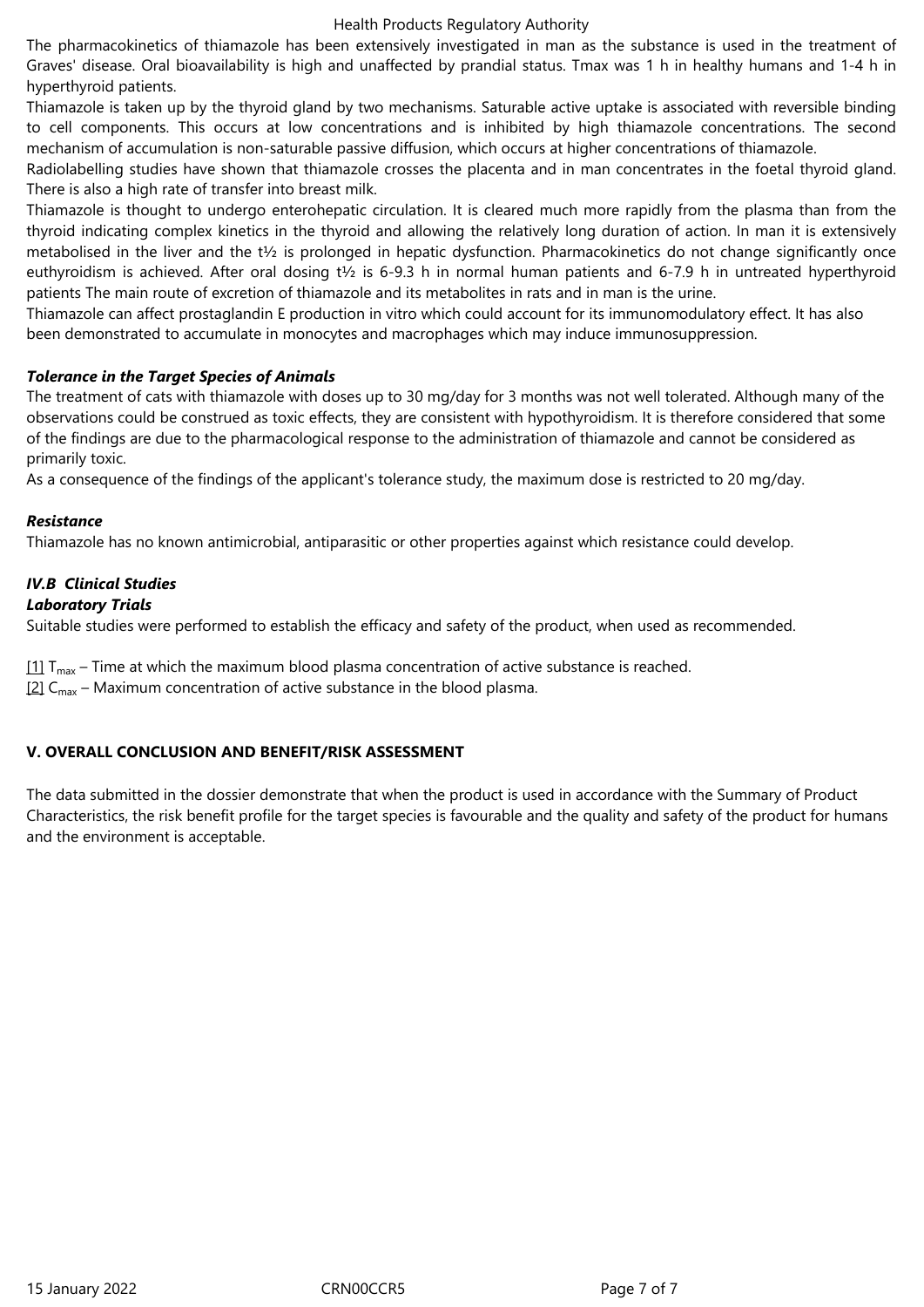The pharmacokinetics of thiamazole has been extensively investigated in man as the substance is used in the treatment of Graves' disease. Oral bioavailability is high and unaffected by prandial status. Tmax was 1 h in healthy humans and 1-4 h in hyperthyroid patients.

Thiamazole is taken up by the thyroid gland by two mechanisms. Saturable active uptake is associated with reversible binding to cell components. This occurs at low concentrations and is inhibited by high thiamazole concentrations. The second mechanism of accumulation is non-saturable passive diffusion, which occurs at higher concentrations of thiamazole.

Radiolabelling studies have shown that thiamazole crosses the placenta and in man concentrates in the foetal thyroid gland. There is also a high rate of transfer into breast milk.

Thiamazole is thought to undergo enterohepatic circulation. It is cleared much more rapidly from the plasma than from the thyroid indicating complex kinetics in the thyroid and allowing the relatively long duration of action. In man it is extensively metabolised in the liver and the t½ is prolonged in hepatic dysfunction. Pharmacokinetics do not change significantly once euthyroidism is achieved. After oral dosing t½ is 6-9.3 h in normal human patients and 6-7.9 h in untreated hyperthyroid patients The main route of excretion of thiamazole and its metabolites in rats and in man is the urine.

Thiamazole can affect prostaglandin E production in vitro which could account for its immunomodulatory effect. It has also been demonstrated to accumulate in monocytes and macrophages which may induce immunosuppression.

***Tolerance in the Target Species of Animals***

The treatment of cats with thiamazole with doses up to 30 mg/day for 3 months was not well tolerated. Although many of the observations could be construed as toxic effects, they are consistent with hypothyroidism. It is therefore considered that some of the findings are due to the pharmacological response to the administration of thiamazole and cannot be considered as primarily toxic.

As a consequence of the findings of the applicant's tolerance study, the maximum dose is restricted to 20 mg/day.

***Resistance***

Thiamazole has no known antimicrobial, antiparasitic or other properties against which resistance could develop.

***IV.B Clinical Studies***

***Laboratory Trials***

Suitable studies were performed to establish the efficacy and safety of the product, when used as recommended.

[1] $T_{max}$ – Time at which the maximum blood plasma concentration of active substance is reached.
[2] $C_{max}$ – Maximum concentration of active substance in the blood plasma.

**V. OVERALL CONCLUSION AND BENEFIT/RISK ASSESSMENT**

The data submitted in the dossier demonstrate that when the product is used in accordance with the Summary of Product Characteristics, the risk benefit profile for the target species is favourable and the quality and safety of the product for humans and the environment is acceptable.